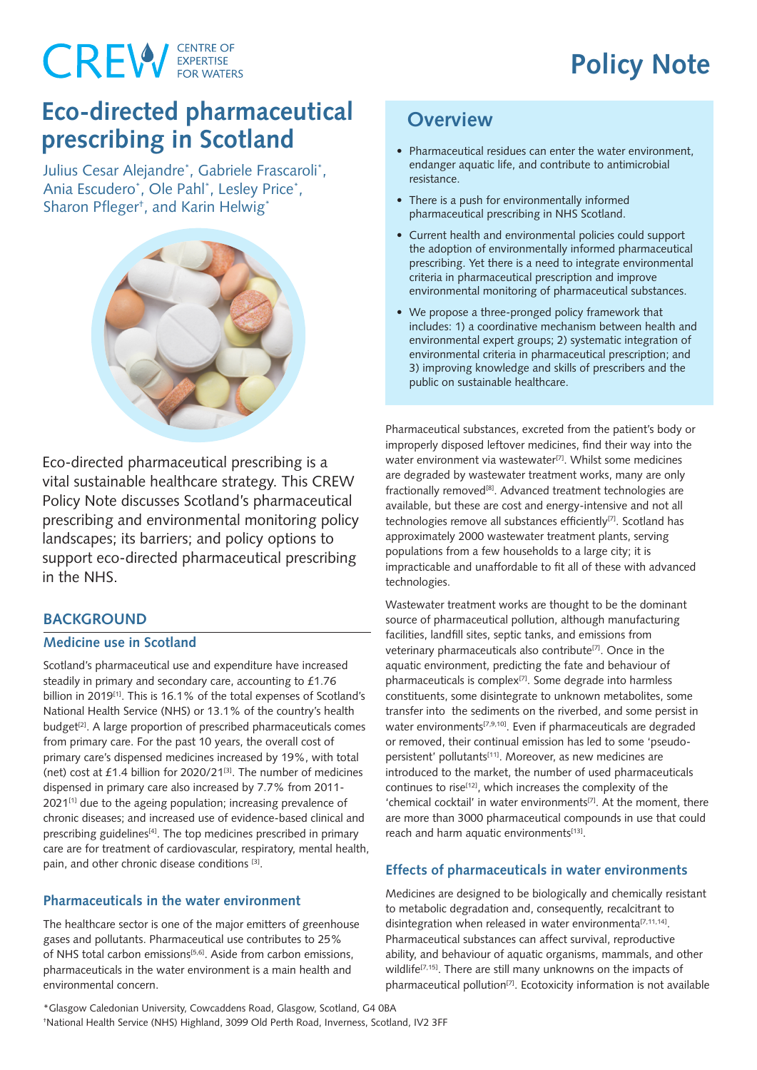CREW CENTRE OF EXPERTISE FOR WATERS

Policy Note

# Eco-directed pharmaceutical prescribing in Scotland

Julius Cesar Alejandre*, Gabriele Frascaroli*, Ania Escudero*, Ole Pahl*, Lesley Price*, Sharon Pfleger†, and Karin Helwig*

Eco-directed pharmaceutical prescribing is a vital sustainable healthcare strategy. This CREW Policy Note discusses Scotland's pharmaceutical prescribing and environmental monitoring policy landscapes; its barriers; and policy options to support eco-directed pharmaceutical prescribing in the NHS.

## Overview

- Pharmaceutical residues can enter the water environment, endanger aquatic life, and contribute to antimicrobial resistance.
- There is a push for environmentally informed pharmaceutical prescribing in NHS Scotland.
- Current health and environmental policies could support the adoption of environmentally informed pharmaceutical prescribing. Yet there is a need to integrate environmental criteria in pharmaceutical prescription and improve environmental monitoring of pharmaceutical substances.
- We propose a three-pronged policy framework that includes: 1) a coordinative mechanism between health and environmental expert groups; 2) systematic integration of environmental criteria in pharmaceutical prescription; and 3) improving knowledge and skills of prescribers and the public on sustainable healthcare.

## BACKGROUND

### Medicine use in Scotland

Scotland's pharmaceutical use and expenditure have increased steadily in primary and secondary care, accounting to £1.76 billion in 2019[1]. This is 16.1% of the total expenses of Scotland's National Health Service (NHS) or 13.1% of the country's health budget[2]. A large proportion of prescribed pharmaceuticals comes from primary care. For the past 10 years, the overall cost of primary care's dispensed medicines increased by 19%, with total (net) cost at £1.4 billion for 2020/21[3]. The number of medicines dispensed in primary care also increased by 7.7% from 2011-2021[1] due to the ageing population; increasing prevalence of chronic diseases; and increased use of evidence-based clinical and prescribing guidelines[4]. The top medicines prescribed in primary care are for treatment of cardiovascular, respiratory, mental health, pain, and other chronic disease conditions [3].

### Pharmaceuticals in the water environment

The healthcare sector is one of the major emitters of greenhouse gases and pollutants. Pharmaceutical use contributes to 25% of NHS total carbon emissions[5,6]. Aside from carbon emissions, pharmaceuticals in the water environment is a main health and environmental concern.

Pharmaceutical substances, excreted from the patient's body or improperly disposed leftover medicines, find their way into the water environment via wastewater[7]. Whilst some medicines are degraded by wastewater treatment works, many are only fractionally removed[8]. Advanced treatment technologies are available, but these are cost and energy-intensive and not all technologies remove all substances efficiently[7]. Scotland has approximately 2000 wastewater treatment plants, serving populations from a few households to a large city; it is impracticable and unaffordable to fit all of these with advanced technologies.

Wastewater treatment works are thought to be the dominant source of pharmaceutical pollution, although manufacturing facilities, landfill sites, septic tanks, and emissions from veterinary pharmaceuticals also contribute[7]. Once in the aquatic environment, predicting the fate and behaviour of pharmaceuticals is complex[7]. Some degrade into harmless constituents, some disintegrate to unknown metabolites, some transfer into the sediments on the riverbed, and some persist in water environments[7,9,10]. Even if pharmaceuticals are degraded or removed, their continual emission has led to some 'pseudo-persistent' pollutants[11]. Moreover, as new medicines are introduced to the market, the number of used pharmaceuticals continues to rise[12], which increases the complexity of the 'chemical cocktail' in water environments[7]. At the moment, there are more than 3000 pharmaceutical compounds in use that could reach and harm aquatic environments[13].

### Effects of pharmaceuticals in water environments

Medicines are designed to be biologically and chemically resistant to metabolic degradation and, consequently, recalcitrant to disintegration when released in water environmenta[7,11,14]. Pharmaceutical substances can affect survival, reproductive ability, and behaviour of aquatic organisms, mammals, and other wildlife[7,15]. There are still many unknowns on the impacts of pharmaceutical pollution[7]. Ecotoxicity information is not available

*Glasgow Caledonian University, Cowcaddens Road, Glasgow, Scotland, G4 0BA
†National Health Service (NHS) Highland, 3099 Old Perth Road, Inverness, Scotland, IV2 3FF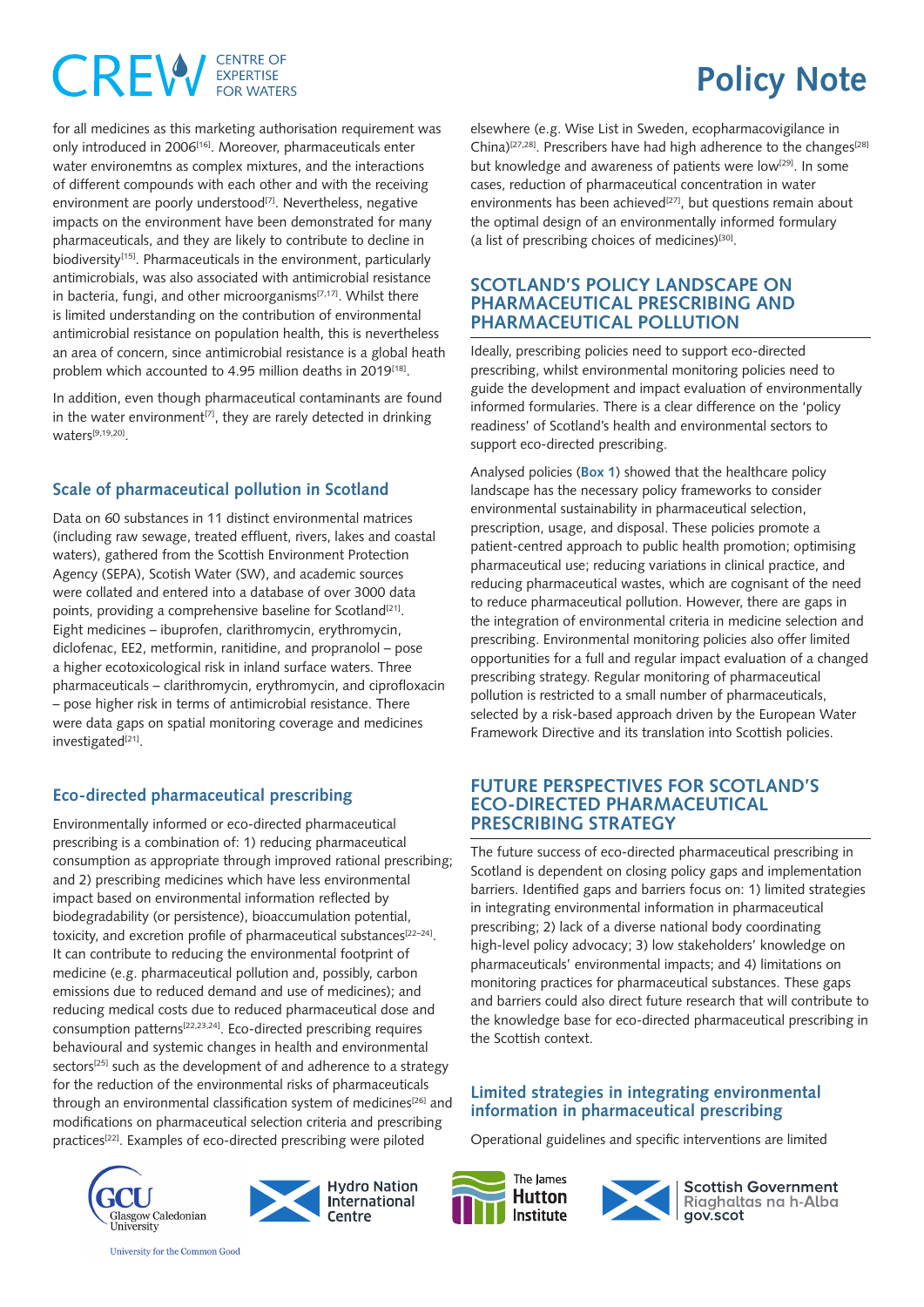for all medicines as this marketing authorisation requirement was only introduced in 2006[16]. Moreover, pharmaceuticals enter water environemtns as complex mixtures, and the interactions of different compounds with each other and with the receiving environment are poorly understood[7]. Nevertheless, negative impacts on the environment have been demonstrated for many pharmaceuticals, and they are likely to contribute to decline in biodiversity[15]. Pharmaceuticals in the environment, particularly antimicrobials, was also associated with antimicrobial resistance in bacteria, fungi, and other microorganisms[7,17]. Whilst there is limited understanding on the contribution of environmental antimicrobial resistance on population health, this is nevertheless an area of concern, since antimicrobial resistance is a global heath problem which accounted to 4.95 million deaths in 2019[18].

In addition, even though pharmaceutical contaminants are found in the water environment[7], they are rarely detected in drinking waters[9,19,20].

### Scale of pharmaceutical pollution in Scotland

Data on 60 substances in 11 distinct environmental matrices (including raw sewage, treated effluent, rivers, lakes and coastal waters), gathered from the Scottish Environment Protection Agency (SEPA), Scotish Water (SW), and academic sources were collated and entered into a database of over 3000 data points, providing a comprehensive baseline for Scotland[21]. Eight medicines – ibuprofen, clarithromycin, erythromycin, diclofenac, EE2, metformin, ranitidine, and propranolol – pose a higher ecotoxicological risk in inland surface waters. Three pharmaceuticals – clarithromycin, erythromycin, and ciprofloxacin – pose higher risk in terms of antimicrobial resistance. There were data gaps on spatial monitoring coverage and medicines investigated[21].

### Eco-directed pharmaceutical prescribing

Environmentally informed or eco-directed pharmaceutical prescribing is a combination of: 1) reducing pharmaceutical consumption as appropriate through improved rational prescribing; and 2) prescribing medicines which have less environmental impact based on environmental information reflected by biodegradability (or persistence), bioaccumulation potential, toxicity, and excretion profile of pharmaceutical substances[22–24]. It can contribute to reducing the environmental footprint of medicine (e.g. pharmaceutical pollution and, possibly, carbon emissions due to reduced demand and use of medicines); and reducing medical costs due to reduced pharmaceutical dose and consumption patterns[22,23,24]. Eco-directed prescribing requires behavioural and systemic changes in health and environmental sectors[25] such as the development of and adherence to a strategy for the reduction of the environmental risks of pharmaceuticals through an environmental classification system of medicines[26] and modifications on pharmaceutical selection criteria and prescribing practices[22]. Examples of eco-directed prescribing were piloted elsewhere (e.g. Wise List in Sweden, ecopharmacovigilance in China)[27,28]. Prescribers have had high adherence to the changes[28] but knowledge and awareness of patients were low[29]. In some cases, reduction of pharmaceutical concentration in water environments has been achieved[27], but questions remain about the optimal design of an environmentally informed formulary (a list of prescribing choices of medicines)[30].

## SCOTLAND'S POLICY LANDSCAPE ON PHARMACEUTICAL PRESCRIBING AND PHARMACEUTICAL POLLUTION

Ideally, prescribing policies need to support eco-directed prescribing, whilst environmental monitoring policies need to guide the development and impact evaluation of environmentally informed formularies. There is a clear difference on the 'policy readiness' of Scotland's health and environmental sectors to support eco-directed prescribing.

Analysed policies (**Box 1**) showed that the healthcare policy landscape has the necessary policy frameworks to consider environmental sustainability in pharmaceutical selection, prescription, usage, and disposal. These policies promote a patient-centred approach to public health promotion; optimising pharmaceutical use; reducing variations in clinical practice, and reducing pharmaceutical wastes, which are cognisant of the need to reduce pharmaceutical pollution. However, there are gaps in the integration of environmental criteria in medicine selection and prescribing. Environmental monitoring policies also offer limited opportunities for a full and regular impact evaluation of a changed prescribing strategy. Regular monitoring of pharmaceutical pollution is restricted to a small number of pharmaceuticals, selected by a risk-based approach driven by the European Water Framework Directive and its translation into Scottish policies.

## FUTURE PERSPECTIVES FOR SCOTLAND'S ECO-DIRECTED PHARMACEUTICAL PRESCRIBING STRATEGY

The future success of eco-directed pharmaceutical prescribing in Scotland is dependent on closing policy gaps and implementation barriers. Identified gaps and barriers focus on: 1) limited strategies in integrating environmental information in pharmaceutical prescribing; 2) lack of a diverse national body coordinating high-level policy advocacy; 3) low stakeholders' knowledge on pharmaceuticals' environmental impacts; and 4) limitations on monitoring practices for pharmaceutical substances. These gaps and barriers could also direct future research that will contribute to the knowledge base for eco-directed pharmaceutical prescribing in the Scottish context.

### Limited strategies in integrating environmental information in pharmaceutical prescribing

Operational guidelines and specific interventions are limited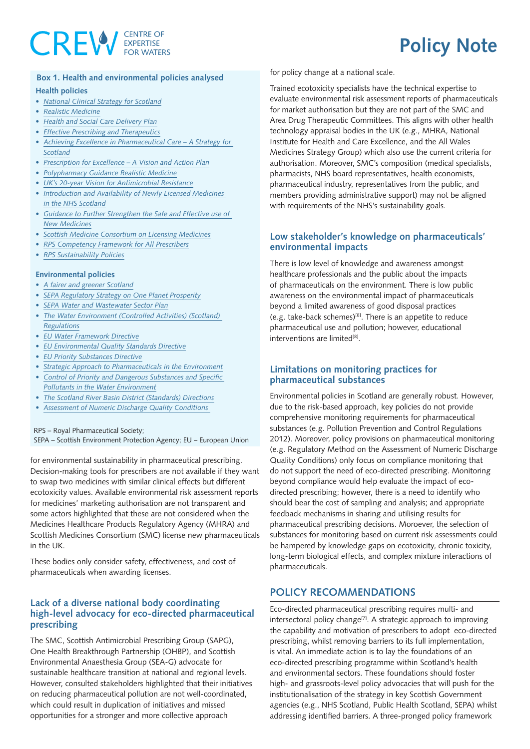### Box 1. Health and environmental policies analysed

**Health policies**

- *National Clinical Strategy for Scotland*
- *Realistic Medicine*
- *Health and Social Care Delivery Plan*
- *Effective Prescribing and Therapeutics*
- *Achieving Excellence in Pharmaceutical Care – A Strategy for Scotland*
- *Prescription for Excellence – A Vision and Action Plan*
- *Polypharmacy Guidance Realistic Medicine*
- *UK's 20-year Vision for Antimicrobial Resistance*
- *Introduction and Availability of Newly Licensed Medicines in the NHS Scotland*
- *Guidance to Further Strengthen the Safe and Effective use of New Medicines*
- *Scottish Medicine Consortium on Licensing Medicines*
- *RPS Competency Framework for All Prescribers*
- *RPS Sustainability Policies*

**Environmental policies**

- *A fairer and greener Scotland*
- *SEPA Regulatory Strategy on One Planet Prosperity*
- *SEPA Water and Wastewater Sector Plan*
- *The Water Environment (Controlled Activities) (Scotland) Regulations*
- *EU Water Framework Directive*
- *EU Environmental Quality Standards Directive*
- *EU Priority Substances Directive*
- *Strategic Approach to Pharmaceuticals in the Environment*
- *Control of Priority and Dangerous Substances and Specific Pollutants in the Water Environment*
- *The Scotland River Basin District (Standards) Directions*
- *Assessment of Numeric Discharge Quality Conditions*

RPS – Royal Pharmaceutical Society;
SEPA – Scottish Environment Protection Agency; EU – European Union

for environmental sustainability in pharmaceutical prescribing. Decision-making tools for prescribers are not available if they want to swap two medicines with similar clinical effects but different ecotoxicity values. Available environmental risk assessment reports for medicines' marketing authorisation are not transparent and some actors highlighted that these are not considered when the Medicines Healthcare Products Regulatory Agency (MHRA) and Scottish Medicines Consortium (SMC) license new pharmaceuticals in the UK.

These bodies only consider safety, effectiveness, and cost of pharmaceuticals when awarding licenses.

## Lack of a diverse national body coordinating high-level advocacy for eco-directed pharmaceutical prescribing

The SMC, Scottish Antimicrobial Prescribing Group (SAPG), One Health Breakthrough Partnership (OHBP), and Scottish Environmental Anaesthesia Group (SEA-G) advocate for sustainable healthcare transition at national and regional levels. However, consulted stakeholders highlighted that their initiatives on reducing pharmaceutical pollution are not well-coordinated, which could result in duplication of initiatives and missed opportunities for a stronger and more collective approach for policy change at a national scale.

Trained ecotoxicity specialists have the technical expertise to evaluate environmental risk assessment reports of pharmaceuticals for market authorisation but they are not part of the SMC and Area Drug Therapeutic Committees. This aligns with other health technology appraisal bodies in the UK (e.g., MHRA, National Institute for Health and Care Excellence, and the All Wales Medicines Strategy Group) which also use the current criteria for authorisation. Moreover, SMC's composition (medical specialists, pharmacists, NHS board representatives, health economists, pharmaceutical industry, representatives from the public, and members providing administrative support) may not be aligned with requirements of the NHS's sustainability goals.

## Low stakeholder's knowledge on pharmaceuticals' environmental impacts

There is low level of knowledge and awareness amongst healthcare professionals and the public about the impacts of pharmaceuticals on the environment. There is low public awareness on the environmental impact of pharmaceuticals beyond a limited awareness of good disposal practices (e.g. take-back schemes)[8]. There is an appetite to reduce pharmaceutical use and pollution; however, educational interventions are limited[8].

## Limitations on monitoring practices for pharmaceutical substances

Environmental policies in Scotland are generally robust. However, due to the risk-based approach, key policies do not provide comprehensive monitoring requirements for pharmaceutical substances (e.g. Pollution Prevention and Control Regulations 2012). Moreover, policy provisions on pharmaceutical monitoring (e.g. Regulatory Method on the Assessment of Numeric Discharge Quality Conditions) only focus on compliance monitoring that do not support the need of eco-directed prescribing. Monitoring beyond compliance would help evaluate the impact of eco-directed prescribing; however, there is a need to identify who should bear the cost of sampling and analysis; and appropriate feedback mechanisms in sharing and utilising results for pharmaceutical prescribing decisions. Moreover, the selection of substances for monitoring based on current risk assessments could be hampered by knowledge gaps on ecotoxicity, chronic toxicity, long-term biological effects, and complex mixture interactions of pharmaceuticals.

## POLICY RECOMMENDATIONS

Eco-directed pharmaceutical prescribing requires multi- and intersectoral policy change[7]. A strategic approach to improving the capability and motivation of prescribers to adopt eco-directed prescribing, whilst removing barriers to its full implementation, is vital. An immediate action is to lay the foundations of an eco-directed prescribing programme within Scotland's health and environmental sectors. These foundations should foster high- and grassroots-level policy advocacies that will push for the institutionalisation of the strategy in key Scottish Government agencies (e.g., NHS Scotland, Public Health Scotland, SEPA) whilst addressing identified barriers. A three-pronged policy framework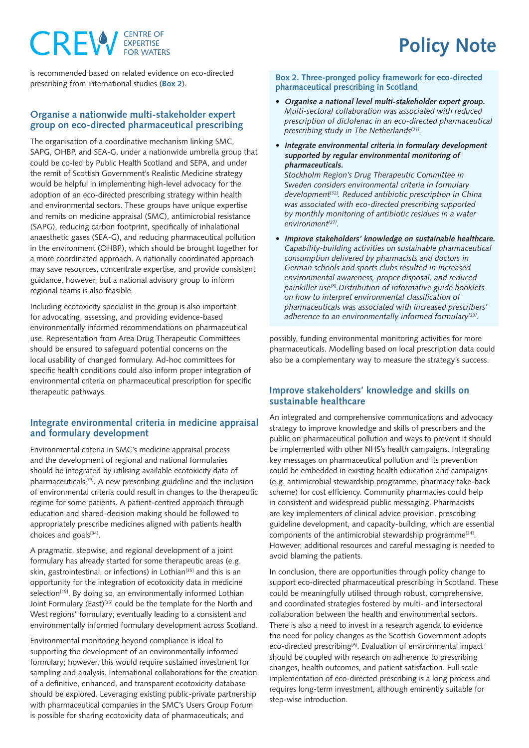is recommended based on related evidence on eco-directed prescribing from international studies (**Box 2**).

## Organise a nationwide multi-stakeholder expert group on eco-directed pharmaceutical prescribing

The organisation of a coordinative mechanism linking SMC, SAPG, OHBP, and SEA-G, under a nationwide umbrella group that could be co-led by Public Health Scotland and SEPA, and under the remit of Scottish Government's Realistic Medicine strategy would be helpful in implementing high-level advocacy for the adoption of an eco-directed prescribing strategy within health and environmental sectors. These groups have unique expertise and remits on medicine appraisal (SMC), antimicrobial resistance (SAPG), reducing carbon footprint, specifically of inhalational anaesthetic gases (SEA-G), and reducing pharmaceutical pollution in the environment (OHBP), which should be brought together for a more coordinated approach. A nationally coordinated approach may save resources, concentrate expertise, and provide consistent guidance, however, but a national advisory group to inform regional teams is also feasible.

Including ecotoxicity specialist in the group is also important for advocating, assessing, and providing evidence-based environmentally informed recommendations on pharmaceutical use. Representation from Area Drug Therapeutic Committees should be ensured to safeguard potential concerns on the local usability of changed formulary. Ad-hoc committees for specific health conditions could also inform proper integration of environmental criteria on pharmaceutical prescription for specific therapeutic pathways.

## Integrate environmental criteria in medicine appraisal and formulary development

Environmental criteria in SMC's medicine appraisal process and the development of regional and national formularies should be integrated by utilising available ecotoxicity data of pharmaceuticals[19]. A new prescribing guideline and the inclusion of environmental criteria could result in changes to the therapeutic regime for some patients. A patient-centred approach through education and shared-decision making should be followed to appropriately prescribe medicines aligned with patients health choices and goals[34].

A pragmatic, stepwise, and regional development of a joint formulary has already started for some therapeutic areas (e.g. skin, gastrointestinal, or infections) in Lothian[35] and this is an opportunity for the integration of ecotoxicity data in medicine selection[19]. By doing so, an environmentally informed Lothian Joint Formulary (East)[35] could be the template for the North and West regions' formulary; eventually leading to a consistent and environmentally informed formulary development across Scotland.

Environmental monitoring beyond compliance is ideal to supporting the development of an environmentally informed formulary; however, this would require sustained investment for sampling and analysis. International collaborations for the creation of a definitive, enhanced, and transparent ecotoxicity database should be explored. Leveraging existing public-private partnership with pharmaceutical companies in the SMC's Users Group Forum is possible for sharing ecotoxicity data of pharmaceuticals; and possibly, funding environmental monitoring activities for more pharmaceuticals. Modelling based on local prescription data could also be a complementary way to measure the strategy's success.

**Box 2. Three-pronged policy framework for eco-directed pharmaceutical prescribing in Scotland**

- ***Organise a national level multi-stakeholder expert group.*** *Multi-sectoral collaboration was associated with reduced prescription of diclofenac in an eco-directed pharmaceutical prescribing study in The Netherlands[31].*
- ***Integrate environmental criteria in formulary development supported by regular environmental monitoring of pharmaceuticals.*** *Stockholm Region's Drug Therapeutic Committee in Sweden considers environmental criteria in formulary development[32]. Reduced antibiotic prescription in China was associated with eco-directed prescribing supported by monthly monitoring of antibiotic residues in a water environment[27].*
- ***Improve stakeholders' knowledge on sustainable healthcare.*** *Capability-building activities on sustainable pharmaceutical consumption delivered by pharmacists and doctors in German schools and sports clubs resulted in increased environmental awareness, proper disposal, and reduced painkiller use[8]. Distribution of informative guide booklets on how to interpret environmental classification of pharmaceuticals was associated with increased prescribers' adherence to an environmentally informed formulary[33].*

## Improve stakeholders' knowledge and skills on sustainable healthcare

An integrated and comprehensive communications and advocacy strategy to improve knowledge and skills of prescribers and the public on pharmaceutical pollution and ways to prevent it should be implemented with other NHS's health campaigns. Integrating key messages on pharmaceutical pollution and its prevention could be embedded in existing health education and campaigns (e.g. antimicrobial stewardship programme, pharmacy take-back scheme) for cost efficiency. Community pharmacies could help in consistent and widespread public messaging. Pharmacists are key implementers of clinical advice provision, prescribing guideline development, and capacity-building, which are essential components of the antimicrobial stewardship programme[34]. However, additional resources and careful messaging is needed to avoid blaming the patients.

In conclusion, there are opportunities through policy change to support eco-directed pharmaceutical prescribing in Scotland. These could be meaningfully utilised through robust, comprehensive, and coordinated strategies fostered by multi- and intersectoral collaboration between the health and environmental sectors. There is also a need to invest in a research agenda to evidence the need for policy changes as the Scottish Government adopts eco-directed prescribing[6]. Evaluation of environmental impact should be coupled with research on adherence to prescribing changes, health outcomes, and patient satisfaction. Full scale implementation of eco-directed prescribing is a long process and requires long-term investment, although eminently suitable for step-wise introduction.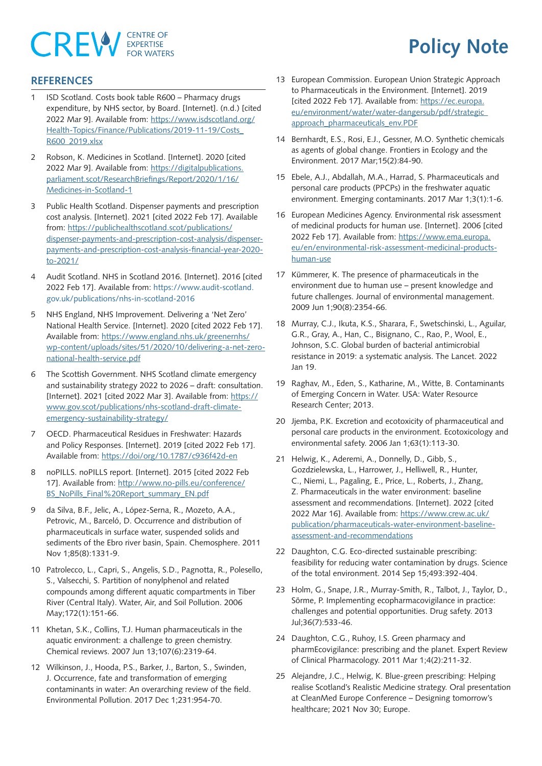## REFERENCES

1. ISD Scotland. Costs book table R600 – Pharmacy drugs expenditure, by NHS sector, by Board. [Internet]. (n.d.) [cited 2022 Mar 9]. Available from: https://www.isdscotland.org/Health-Topics/Finance/Publications/2019-11-19/Costs_R600_2019.xlsx

2. Robson, K. Medicines in Scotland. [Internet]. 2020 [cited 2022 Mar 9]. Available from: https://digitalpublications.parliament.scot/ResearchBriefings/Report/2020/1/16/Medicines-in-Scotland-1

3. Public Health Scotland. Dispenser payments and prescription cost analysis. [Internet]. 2021 [cited 2022 Feb 17]. Available from: https://publichealthscotland.scot/publications/dispenser-payments-and-prescription-cost-analysis/dispenser-payments-and-prescription-cost-analysis-financial-year-2020-to-2021/

4. Audit Scotland. NHS in Scotland 2016. [Internet]. 2016 [cited 2022 Feb 17]. Available from: https://www.audit-scotland.gov.uk/publications/nhs-in-scotland-2016

5. NHS England, NHS Improvement. Delivering a 'Net Zero' National Health Service. [Internet]. 2020 [cited 2022 Feb 17]. Available from: https://www.england.nhs.uk/greenernhs/wp-content/uploads/sites/51/2020/10/delivering-a-net-zero-national-health-service.pdf

6. The Scottish Government. NHS Scotland climate emergency and sustainability strategy 2022 to 2026 – draft: consultation. [Internet]. 2021 [cited 2022 Mar 3]. Available from: https://www.gov.scot/publications/nhs-scotland-draft-climate-emergency-sustainability-strategy/

7. OECD. Pharmaceutical Residues in Freshwater: Hazards and Policy Responses. [Internet]. 2019 [cited 2022 Feb 17]. Available from: https://doi/org/10.1787/c936f42d-en

8. noPILLS. noPILLS report. [Internet]. 2015 [cited 2022 Feb 17]. Available from: http://www.no-pills.eu/conference/BS_NoPills_Final%20Report_summary_EN.pdf

9. da Silva, B.F., Jelic, A., López-Serna, R., Mozeto, A.A., Petrovic, M., Barceló, D. Occurrence and distribution of pharmaceuticals in surface water, suspended solids and sediments of the Ebro river basin, Spain. Chemosphere. 2011 Nov 1;85(8):1331-9.

10. Patrolecco, L., Capri, S., Angelis, S.D., Pagnotta, R., Polesello, S., Valsecchi, S. Partition of nonylphenol and related compounds among different aquatic compartments in Tiber River (Central Italy). Water, Air, and Soil Pollution. 2006 May;172(1):151-66.

11. Khetan, S.K., Collins, T.J. Human pharmaceuticals in the aquatic environment: a challenge to green chemistry. Chemical reviews. 2007 Jun 13;107(6):2319-64.

12. Wilkinson, J., Hooda, P.S., Barker, J., Barton, S., Swinden, J. Occurrence, fate and transformation of emerging contaminants in water: An overarching review of the field. Environmental Pollution. 2017 Dec 1;231:954-70.

13. European Commission. European Union Strategic Approach to Pharmaceuticals in the Environment. [Internet]. 2019 [cited 2022 Feb 17]. Available from: https://ec.europa.eu/environment/water/water-dangersub/pdf/strategic_approach_pharmaceuticals_env.PDF

14. Bernhardt, E.S., Rosi, E.J., Gessner, M.O. Synthetic chemicals as agents of global change. Frontiers in Ecology and the Environment. 2017 Mar;15(2):84-90.

15. Ebele, A.J., Abdallah, M.A., Harrad, S. Pharmaceuticals and personal care products (PPCPs) in the freshwater aquatic environment. Emerging contaminants. 2017 Mar 1;3(1):1-6.

16. European Medicines Agency. Environmental risk assessment of medicinal products for human use. [Internet]. 2006 [cited 2022 Feb 17]. Available from: https://www.ema.europa.eu/en/environmental-risk-assessment-medicinal-products-human-use

17. Kümmerer, K. The presence of pharmaceuticals in the environment due to human use – present knowledge and future challenges. Journal of environmental management. 2009 Jun 1;90(8):2354-66.

18. Murray, C.J., Ikuta, K.S., Sharara, F., Swetschinski, L., Aguilar, G.R., Gray, A., Han, C., Bisignano, C., Rao, P., Wool, E., Johnson, S.C. Global burden of bacterial antimicrobial resistance in 2019: a systematic analysis. The Lancet. 2022 Jan 19.

19. Raghav, M., Eden, S., Katharine, M., Witte, B. Contaminants of Emerging Concern in Water. USA: Water Resource Research Center; 2013.

20. Jjemba, P.K. Excretion and ecotoxicity of pharmaceutical and personal care products in the environment. Ecotoxicology and environmental safety. 2006 Jan 1;63(1):113-30.

21. Helwig, K., Aderemi, A., Donnelly, D., Gibb, S., Gozdzielewska, L., Harrower, J., Helliwell, R., Hunter, C., Niemi, L., Pagaling, E., Price, L., Roberts, J., Zhang, Z. Pharmaceuticals in the water environment: baseline assessment and recommendations. [Internet]. 2022 [cited 2022 Mar 16]. Available from: https://www.crew.ac.uk/publication/pharmaceuticals-water-environment-baseline-assessment-and-recommendations

22. Daughton, C.G. Eco-directed sustainable prescribing: feasibility for reducing water contamination by drugs. Science of the total environment. 2014 Sep 15;493:392-404.

23. Holm, G., Snape, J.R., Murray-Smith, R., Talbot, J., Taylor, D., Sörme, P. Implementing ecopharmacovigilance in practice: challenges and potential opportunities. Drug safety. 2013 Jul;36(7):533-46.

24. Daughton, C.G., Ruhoy, I.S. Green pharmacy and pharmEcovigilance: prescribing and the planet. Expert Review of Clinical Pharmacology. 2011 Mar 1;4(2):211-32.

25. Alejandre, J.C., Helwig, K. Blue-green prescribing: Helping realise Scotland's Realistic Medicine strategy. Oral presentation at CleanMed Europe Conference – Designing tomorrow's healthcare; 2021 Nov 30; Europe.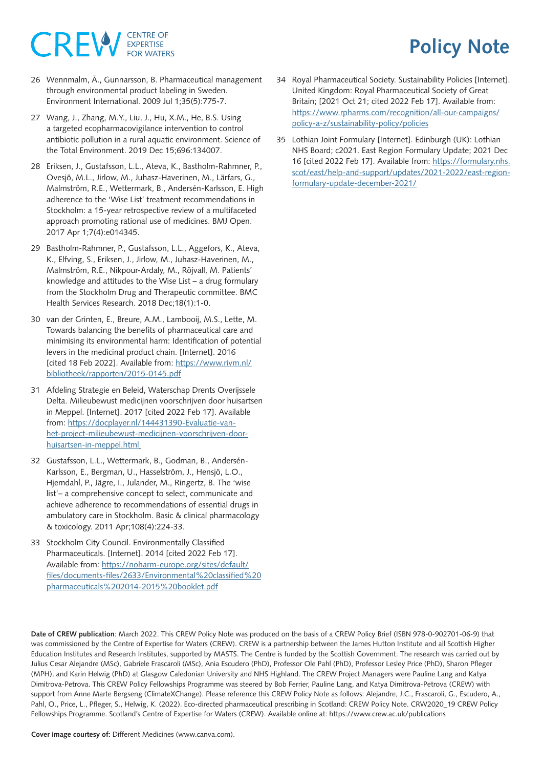26 Wennmalm, Å., Gunnarsson, B. Pharmaceutical management through environmental product labeling in Sweden. Environment International. 2009 Jul 1;35(5):775-7.

27 Wang, J., Zhang, M.Y., Liu, J., Hu, X.M., He, B.S. Using a targeted ecopharmacovigilance intervention to control antibiotic pollution in a rural aquatic environment. Science of the Total Environment. 2019 Dec 15;696:134007.

28 Eriksen, J., Gustafsson, L.L., Ateva, K., Bastholm-Rahmner, P., Ovesjö, M.L., Jirlow, M., Juhasz-Haverinen, M., Lärfars, G., Malmström, R.E., Wettermark, B., Andersén-Karlsson, E. High adherence to the 'Wise List' treatment recommendations in Stockholm: a 15-year retrospective review of a multifaceted approach promoting rational use of medicines. BMJ Open. 2017 Apr 1;7(4):e014345.

29 Bastholm-Rahmner, P., Gustafsson, L.L., Aggefors, K., Ateva, K., Elfving, S., Eriksen, J., Jirlow, M., Juhasz-Haverinen, M., Malmström, R.E., Nikpour-Ardaly, M., Röjvall, M. Patients' knowledge and attitudes to the Wise List – a drug formulary from the Stockholm Drug and Therapeutic committee. BMC Health Services Research. 2018 Dec;18(1):1-0.

30 van der Grinten, E., Breure, A.M., Lambooij, M.S., Lette, M. Towards balancing the benefits of pharmaceutical care and minimising its environmental harm: Identification of potential levers in the medicinal product chain. [Internet]. 2016 [cited 18 Feb 2022]. Available from: https://www.rivm.nl/bibliotheek/rapporten/2015-0145.pdf

31 Afdeling Strategie en Beleid, Waterschap Drents Overijssele Delta. Milieubewust medicijnen voorschrijven door huisartsen in Meppel. [Internet]. 2017 [cited 2022 Feb 17]. Available from: https://docplayer.nl/144431390-Evaluatie-van-het-project-milieubewust-medicijnen-voorschrijven-door-huisartsen-in-meppel.html

32 Gustafsson, L.L., Wettermark, B., Godman, B., Andersén-Karlsson, E., Bergman, U., Hasselström, J., Hensjö, L.O., Hjemdahl, P., Jägre, I., Julander, M., Ringertz, B. The 'wise list'– a comprehensive concept to select, communicate and achieve adherence to recommendations of essential drugs in ambulatory care in Stockholm. Basic & clinical pharmacology & toxicology. 2011 Apr;108(4):224-33.

33 Stockholm City Council. Environmentally Classified Pharmaceuticals. [Internet]. 2014 [cited 2022 Feb 17]. Available from: https://noharm-europe.org/sites/default/files/documents-files/2633/Environmental%20classified%20pharmaceuticals%202014-2015%20booklet.pdf

34 Royal Pharmaceutical Society. Sustainability Policies [Internet]. United Kingdom: Royal Pharmaceutical Society of Great Britain; [2021 Oct 21; cited 2022 Feb 17]. Available from: https://www.rpharms.com/recognition/all-our-campaigns/policy-a-z/sustainability-policy/policies

35 Lothian Joint Formulary [Internet]. Edinburgh (UK): Lothian NHS Board; c2021. East Region Formulary Update; 2021 Dec 16 [cited 2022 Feb 17]. Available from: https://formulary.nhs.scot/east/help-and-support/updates/2021-2022/east-region-formulary-update-december-2021/

**Date of CREW publication**: March 2022. This CREW Policy Note was produced on the basis of a CREW Policy Brief (ISBN 978-0-902701-06-9) that was commissioned by the Centre of Expertise for Waters (CREW). CREW is a partnership between the James Hutton Institute and all Scottish Higher Education Institutes and Research Institutes, supported by MASTS. The Centre is funded by the Scottish Government. The research was carried out by Julius Cesar Alejandre (MSc), Gabriele Frascaroli (MSc), Ania Escudero (PhD), Professor Ole Pahl (PhD), Professor Lesley Price (PhD), Sharon Pfleger (MPH), and Karin Helwig (PhD) at Glasgow Caledonian University and NHS Highland. The CREW Project Managers were Pauline Lang and Katya Dimitrova-Petrova. This CREW Policy Fellowships Programme was steered by Bob Ferrier, Pauline Lang, and Katya Dimitrova-Petrova (CREW) with support from Anne Marte Bergseng (ClimateXChange). Please reference this CREW Policy Note as follows: Alejandre, J.C., Frascaroli, G., Escudero, A., Pahl, O., Price, L., Pfleger, S., Helwig, K. (2022). Eco-directed pharmaceutical prescribing in Scotland: CREW Policy Note. CRW2020_19 CREW Policy Fellowships Programme. Scotland's Centre of Expertise for Waters (CREW). Available online at: https://www.crew.ac.uk/publications

**Cover image courtesy of:** Different Medicines (www.canva.com).